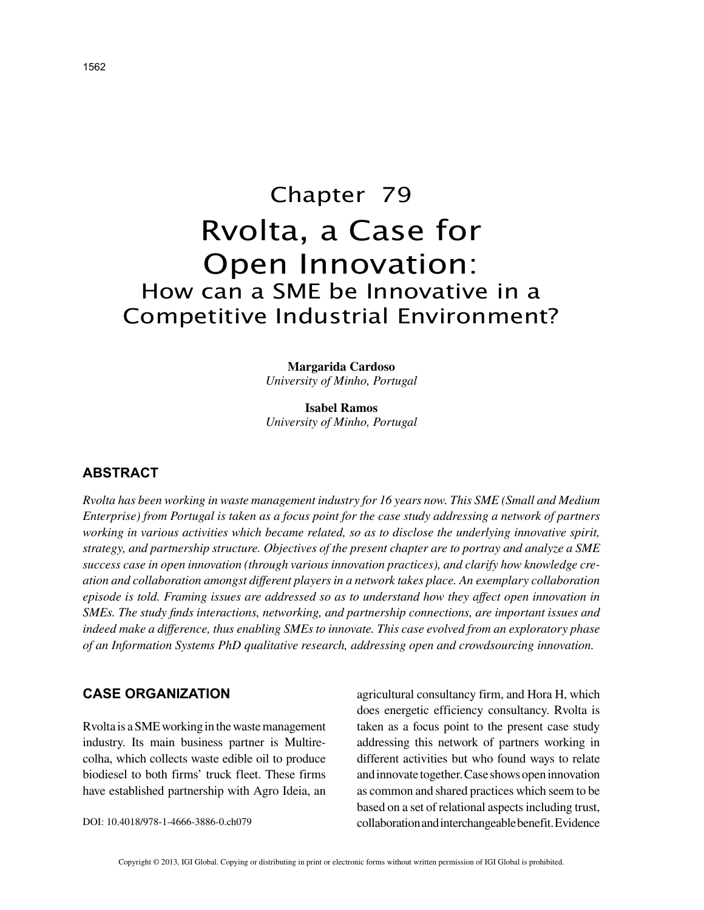# Chapter 79

# Rvolta, a Case for Open Innovation:

## How can a SME be Innovative in a Competitive Industrial Environment?

**Margarida Cardoso**
*University of Minho, Portugal*

**Isabel Ramos**
*University of Minho, Portugal*

## ABSTRACT

*Rvolta has been working in waste management industry for 16 years now. This SME (Small and Medium Enterprise) from Portugal is taken as a focus point for the case study addressing a network of partners working in various activities which became related, so as to disclose the underlying innovative spirit, strategy, and partnership structure. Objectives of the present chapter are to portray and analyze a SME success case in open innovation (through various innovation practices), and clarify how knowledge creation and collaboration amongst different players in a network takes place. An exemplary collaboration episode is told. Framing issues are addressed so as to understand how they affect open innovation in SMEs. The study finds interactions, networking, and partnership connections, are important issues and indeed make a difference, thus enabling SMEs to innovate. This case evolved from an exploratory phase of an Information Systems PhD qualitative research, addressing open and crowdsourcing innovation.*

## CASE ORGANIZATION

Rvolta is a SME working in the waste management industry. Its main business partner is Multirecolha, which collects waste edible oil to produce biodiesel to both firms' truck fleet. These firms have established partnership with Agro Ideia, an agricultural consultancy firm, and Hora H, which does energetic efficiency consultancy. Rvolta is taken as a focus point to the present case study addressing this network of partners working in different activities but who found ways to relate and innovate together. Case shows open innovation as common and shared practices which seem to be based on a set of relational aspects including trust, collaboration and interchangeable benefit. Evidence

DOI: 10.4018/978-1-4666-3886-0.ch079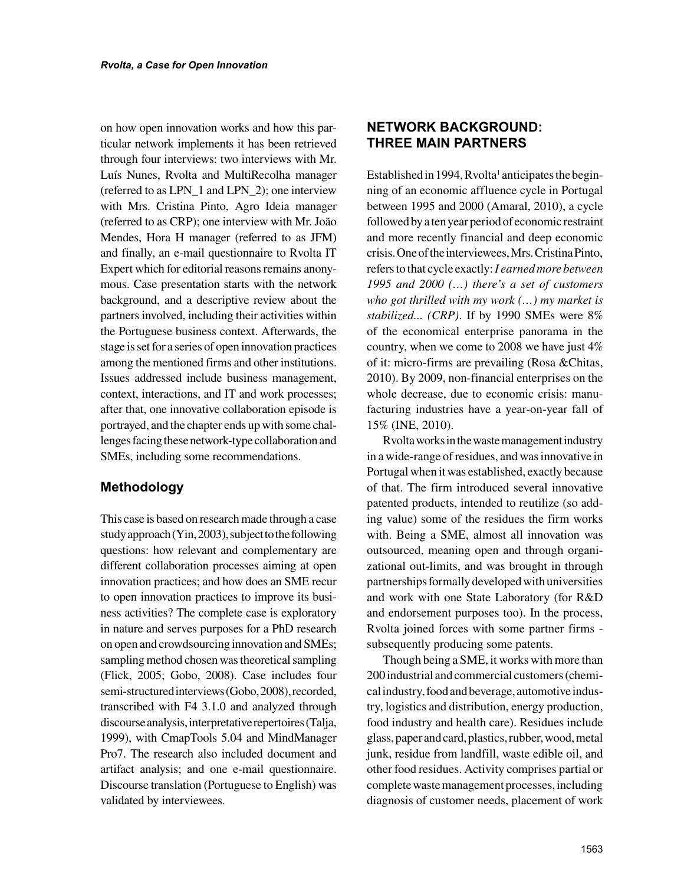on how open innovation works and how this particular network implements it has been retrieved through four interviews: two interviews with Mr. Luís Nunes, Rvolta and MultiRecolha manager (referred to as LPN_1 and LPN_2); one interview with Mrs. Cristina Pinto, Agro Ideia manager (referred to as CRP); one interview with Mr. João Mendes, Hora H manager (referred to as JFM) and finally, an e-mail questionnaire to Rvolta IT Expert which for editorial reasons remains anonymous. Case presentation starts with the network background, and a descriptive review about the partners involved, including their activities within the Portuguese business context. Afterwards, the stage is set for a series of open innovation practices among the mentioned firms and other institutions. Issues addressed include business management, context, interactions, and IT and work processes; after that, one innovative collaboration episode is portrayed, and the chapter ends up with some challenges facing these network-type collaboration and SMEs, including some recommendations.

## Methodology

This case is based on research made through a case study approach (Yin, 2003), subject to the following questions: how relevant and complementary are different collaboration processes aiming at open innovation practices; and how does an SME recur to open innovation practices to improve its business activities? The complete case is exploratory in nature and serves purposes for a PhD research on open and crowdsourcing innovation and SMEs; sampling method chosen was theoretical sampling (Flick, 2005; Gobo, 2008). Case includes four semi-structured interviews (Gobo, 2008), recorded, transcribed with F4 3.1.0 and analyzed through discourse analysis, interpretative repertoires (Talja, 1999), with CmapTools 5.04 and MindManager Pro7. The research also included document and artifact analysis; and one e-mail questionnaire. Discourse translation (Portuguese to English) was validated by interviewees.

## NETWORK BACKGROUND: THREE MAIN PARTNERS

Established in 1994, Rvolta[1] anticipates the beginning of an economic affluence cycle in Portugal between 1995 and 2000 (Amaral, 2010), a cycle followed by a ten year period of economic restraint and more recently financial and deep economic crisis. One of the interviewees, Mrs. Cristina Pinto, refers to that cycle exactly: *I earned more between 1995 and 2000 (…) there's a set of customers who got thrilled with my work (…) my market is stabilized... (CRP)*. If by 1990 SMEs were 8% of the economical enterprise panorama in the country, when we come to 2008 we have just 4% of it: micro-firms are prevailing (Rosa &Chitas, 2010). By 2009, non-financial enterprises on the whole decrease, due to economic crisis: manufacturing industries have a year-on-year fall of 15% (INE, 2010).

Rvolta works in the waste management industry in a wide-range of residues, and was innovative in Portugal when it was established, exactly because of that. The firm introduced several innovative patented products, intended to reutilize (so adding value) some of the residues the firm works with. Being a SME, almost all innovation was outsourced, meaning open and through organizational out-limits, and was brought in through partnerships formally developed with universities and work with one State Laboratory (for R&D and endorsement purposes too). In the process, Rvolta joined forces with some partner firms - subsequently producing some patents.

Though being a SME, it works with more than 200 industrial and commercial customers (chemical industry, food and beverage, automotive industry, logistics and distribution, energy production, food industry and health care). Residues include glass, paper and card, plastics, rubber, wood, metal junk, residue from landfill, waste edible oil, and other food residues. Activity comprises partial or complete waste management processes, including diagnosis of customer needs, placement of work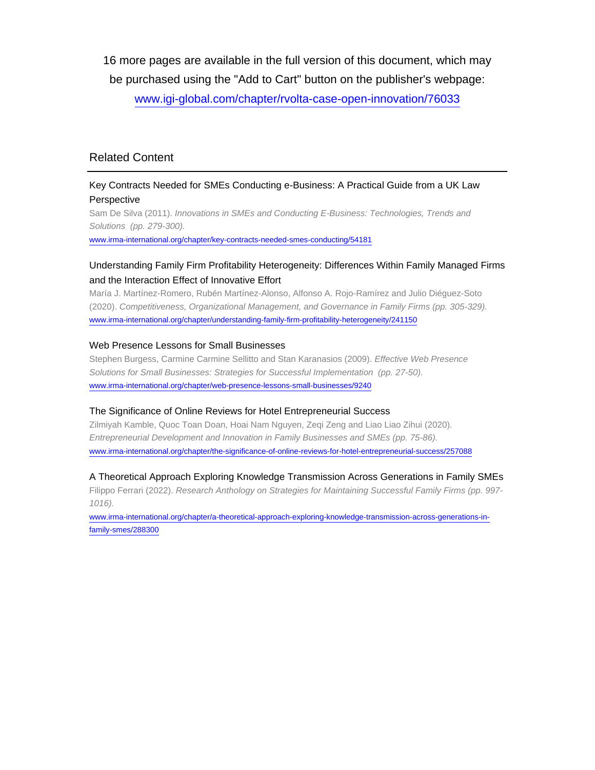16 more pages are available in the full version of this document, which may be purchased using the "Add to Cart" button on the publisher's webpage: www.igi-global.com/chapter/rvolta-case-open-innovation/76033

## Related Content

### Key Contracts Needed for SMEs Conducting e-Business: A Practical Guide from a UK Law Perspective

Sam De Silva (2011). *Innovations in SMEs and Conducting E-Business: Technologies, Trends and Solutions (pp. 279-300).*

www.irma-international.org/chapter/key-contracts-needed-smes-conducting/54181

### Understanding Family Firm Profitability Heterogeneity: Differences Within Family Managed Firms and the Interaction Effect of Innovative Effort

María J. Martínez-Romero, Rubén Martínez-Alonso, Alfonso A. Rojo-Ramírez and Julio Diéguez-Soto (2020). *Competitiveness, Organizational Management, and Governance in Family Firms (pp. 305-329).*

www.irma-international.org/chapter/understanding-family-firm-profitability-heterogeneity/241150

### Web Presence Lessons for Small Businesses

Stephen Burgess, Carmine Carmine Sellitto and Stan Karanasios (2009). *Effective Web Presence Solutions for Small Businesses: Strategies for Successful Implementation (pp. 27-50).*

www.irma-international.org/chapter/web-presence-lessons-small-businesses/9240

### The Significance of Online Reviews for Hotel Entrepreneurial Success

Zilmiyah Kamble, Quoc Toan Doan, Hoai Nam Nguyen, Zeqi Zeng and Liao Liao Zihui (2020). *Entrepreneurial Development and Innovation in Family Businesses and SMEs (pp. 75-86).*

www.irma-international.org/chapter/the-significance-of-online-reviews-for-hotel-entrepreneurial-success/257088

### A Theoretical Approach Exploring Knowledge Transmission Across Generations in Family SMEs

Filippo Ferrari (2022). *Research Anthology on Strategies for Maintaining Successful Family Firms (pp. 997-1016).*

www.irma-international.org/chapter/a-theoretical-approach-exploring-knowledge-transmission-across-generations-in-family-smes/288300